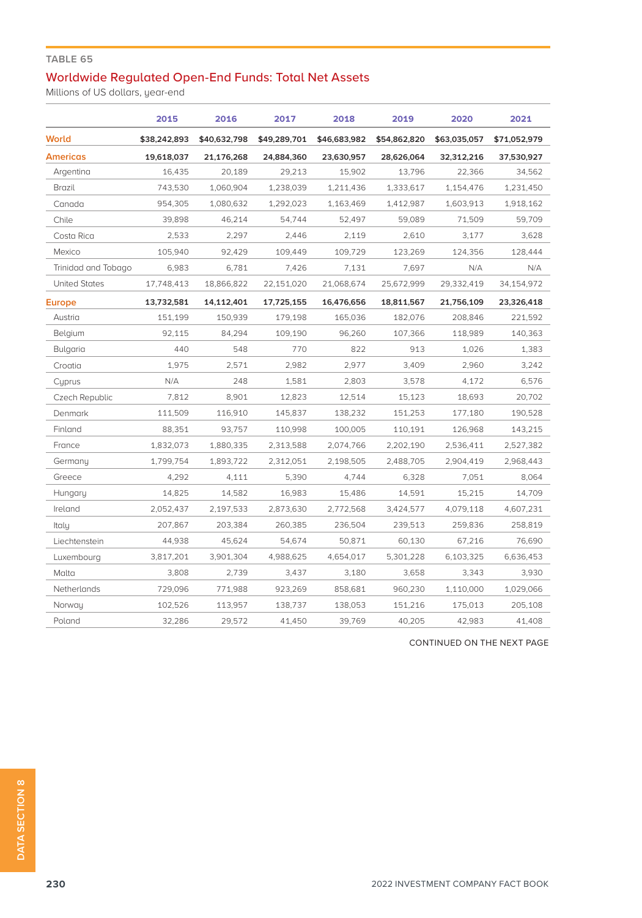TABLE 65

## Worldwide Regulated Open-End Funds: Total Net Assets

Millions of US dollars, year-end

| | 2015 | 2016 | 2017 | 2018 | 2019 | 2020 | 2021 |
|---|---|---|---|---|---|---|---|
| **World** | **$38,242,893** | **$40,632,798** | **$49,289,701** | **$46,683,982** | **$54,862,820** | **$63,035,057** | **$71,052,979** |
| **Americas** | **19,618,037** | **21,176,268** | **24,884,360** | **23,630,957** | **28,626,064** | **32,312,216** | **37,530,927** |
| Argentina | 16,435 | 20,189 | 29,213 | 15,902 | 13,796 | 22,366 | 34,562 |
| Brazil | 743,530 | 1,060,904 | 1,238,039 | 1,211,436 | 1,333,617 | 1,154,476 | 1,231,450 |
| Canada | 954,305 | 1,080,632 | 1,292,023 | 1,163,469 | 1,412,987 | 1,603,913 | 1,918,162 |
| Chile | 39,898 | 46,214 | 54,744 | 52,497 | 59,089 | 71,509 | 59,709 |
| Costa Rica | 2,533 | 2,297 | 2,446 | 2,119 | 2,610 | 3,177 | 3,628 |
| Mexico | 105,940 | 92,429 | 109,449 | 109,729 | 123,269 | 124,356 | 128,444 |
| Trinidad and Tobago | 6,983 | 6,781 | 7,426 | 7,131 | 7,697 | N/A | N/A |
| United States | 17,748,413 | 18,866,822 | 22,151,020 | 21,068,674 | 25,672,999 | 29,332,419 | 34,154,972 |
| **Europe** | **13,732,581** | **14,112,401** | **17,725,155** | **16,476,656** | **18,811,567** | **21,756,109** | **23,326,418** |
| Austria | 151,199 | 150,939 | 179,198 | 165,036 | 182,076 | 208,846 | 221,592 |
| Belgium | 92,115 | 84,294 | 109,190 | 96,260 | 107,366 | 118,989 | 140,363 |
| Bulgaria | 440 | 548 | 770 | 822 | 913 | 1,026 | 1,383 |
| Croatia | 1,975 | 2,571 | 2,982 | 2,977 | 3,409 | 2,960 | 3,242 |
| Cyprus | N/A | 248 | 1,581 | 2,803 | 3,578 | 4,172 | 6,576 |
| Czech Republic | 7,812 | 8,901 | 12,823 | 12,514 | 15,123 | 18,693 | 20,702 |
| Denmark | 111,509 | 116,910 | 145,837 | 138,232 | 151,253 | 177,180 | 190,528 |
| Finland | 88,351 | 93,757 | 110,998 | 100,005 | 110,191 | 126,968 | 143,215 |
| France | 1,832,073 | 1,880,335 | 2,313,588 | 2,074,766 | 2,202,190 | 2,536,411 | 2,527,382 |
| Germany | 1,799,754 | 1,893,722 | 2,312,051 | 2,198,505 | 2,488,705 | 2,904,419 | 2,968,443 |
| Greece | 4,292 | 4,111 | 5,390 | 4,744 | 6,328 | 7,051 | 8,064 |
| Hungary | 14,825 | 14,582 | 16,983 | 15,486 | 14,591 | 15,215 | 14,709 |
| Ireland | 2,052,437 | 2,197,533 | 2,873,630 | 2,772,568 | 3,424,577 | 4,079,118 | 4,607,231 |
| Italy | 207,867 | 203,384 | 260,385 | 236,504 | 239,513 | 259,836 | 258,819 |
| Liechtenstein | 44,938 | 45,624 | 54,674 | 50,871 | 60,130 | 67,216 | 76,690 |
| Luxembourg | 3,817,201 | 3,901,304 | 4,988,625 | 4,654,017 | 5,301,228 | 6,103,325 | 6,636,453 |
| Malta | 3,808 | 2,739 | 3,437 | 3,180 | 3,658 | 3,343 | 3,930 |
| Netherlands | 729,096 | 771,988 | 923,269 | 858,681 | 960,230 | 1,110,000 | 1,029,066 |
| Norway | 102,526 | 113,957 | 138,737 | 138,053 | 151,216 | 175,013 | 205,108 |
| Poland | 32,286 | 29,572 | 41,450 | 39,769 | 40,205 | 42,983 | 41,408 |

CONTINUED ON THE NEXT PAGE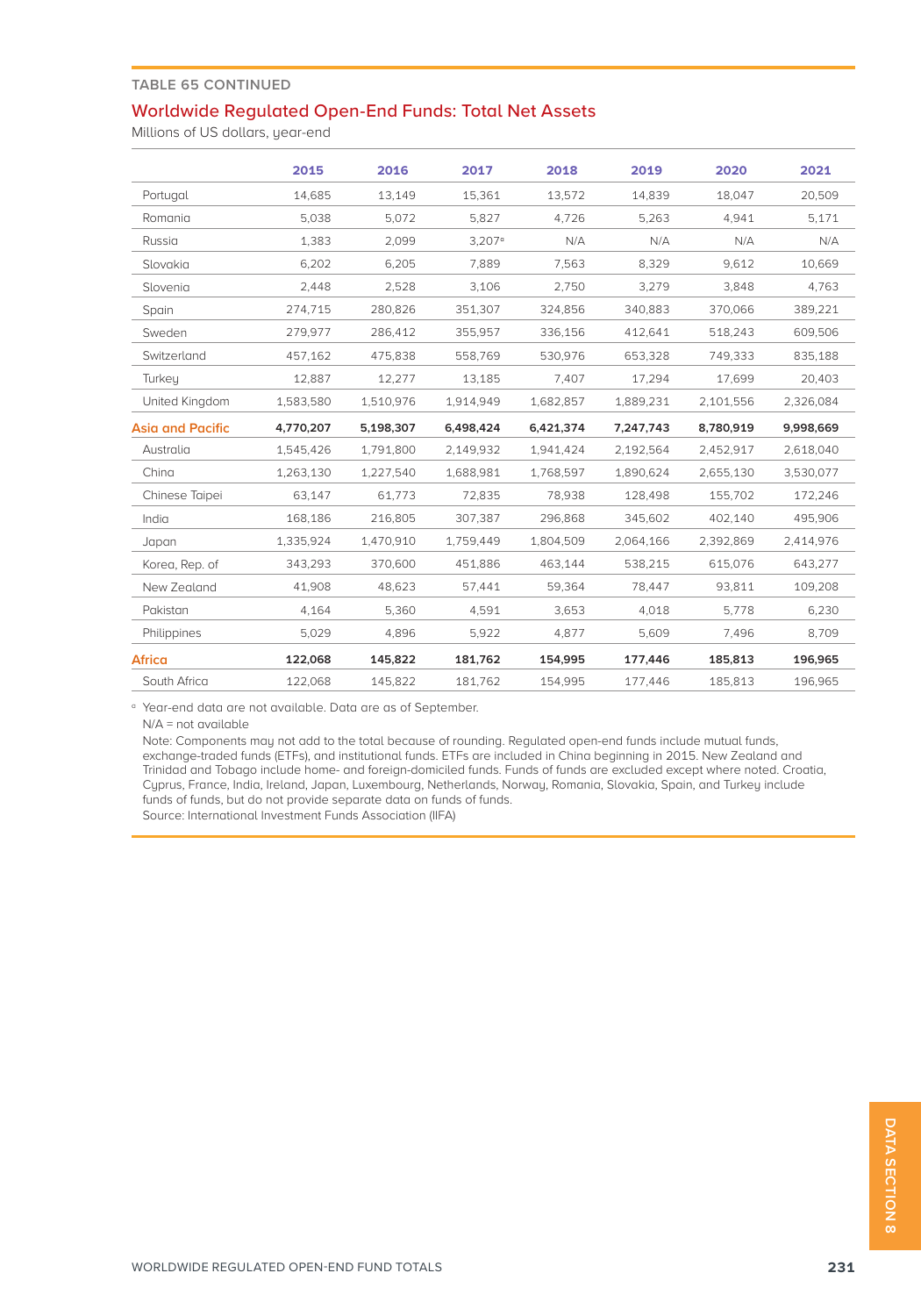TABLE 65 CONTINUED

## Worldwide Regulated Open-End Funds: Total Net Assets

Millions of US dollars, year-end

| | 2015 | 2016 | 2017 | 2018 | 2019 | 2020 | 2021 |
|---|---|---|---|---|---|---|---|
| Portugal | 14,685 | 13,149 | 15,361 | 13,572 | 14,839 | 18,047 | 20,509 |
| Romania | 5,038 | 5,072 | 5,827 | 4,726 | 5,263 | 4,941 | 5,171 |
| Russia | 1,383 | 2,099 | 3,207[a] | N/A | N/A | N/A | N/A |
| Slovakia | 6,202 | 6,205 | 7,889 | 7,563 | 8,329 | 9,612 | 10,669 |
| Slovenia | 2,448 | 2,528 | 3,106 | 2,750 | 3,279 | 3,848 | 4,763 |
| Spain | 274,715 | 280,826 | 351,307 | 324,856 | 340,883 | 370,066 | 389,221 |
| Sweden | 279,977 | 286,412 | 355,957 | 336,156 | 412,641 | 518,243 | 609,506 |
| Switzerland | 457,162 | 475,838 | 558,769 | 530,976 | 653,328 | 749,333 | 835,188 |
| Turkey | 12,887 | 12,277 | 13,185 | 7,407 | 17,294 | 17,699 | 20,403 |
| United Kingdom | 1,583,580 | 1,510,976 | 1,914,949 | 1,682,857 | 1,889,231 | 2,101,556 | 2,326,084 |
| **Asia and Pacific** | **4,770,207** | **5,198,307** | **6,498,424** | **6,421,374** | **7,247,743** | **8,780,919** | **9,998,669** |
| Australia | 1,545,426 | 1,791,800 | 2,149,932 | 1,941,424 | 2,192,564 | 2,452,917 | 2,618,040 |
| China | 1,263,130 | 1,227,540 | 1,688,981 | 1,768,597 | 1,890,624 | 2,655,130 | 3,530,077 |
| Chinese Taipei | 63,147 | 61,773 | 72,835 | 78,938 | 128,498 | 155,702 | 172,246 |
| India | 168,186 | 216,805 | 307,387 | 296,868 | 345,602 | 402,140 | 495,906 |
| Japan | 1,335,924 | 1,470,910 | 1,759,449 | 1,804,509 | 2,064,166 | 2,392,869 | 2,414,976 |
| Korea, Rep. of | 343,293 | 370,600 | 451,886 | 463,144 | 538,215 | 615,076 | 643,277 |
| New Zealand | 41,908 | 48,623 | 57,441 | 59,364 | 78,447 | 93,811 | 109,208 |
| Pakistan | 4,164 | 5,360 | 4,591 | 3,653 | 4,018 | 5,778 | 6,230 |
| Philippines | 5,029 | 4,896 | 5,922 | 4,877 | 5,609 | 7,496 | 8,709 |
| **Africa** | **122,068** | **145,822** | **181,762** | **154,995** | **177,446** | **185,813** | **196,965** |
| South Africa | 122,068 | 145,822 | 181,762 | 154,995 | 177,446 | 185,813 | 196,965 |

[a] Year-end data are not available. Data are as of September.

N/A = not available

Note: Components may not add to the total because of rounding. Regulated open-end funds include mutual funds, exchange-traded funds (ETFs), and institutional funds. ETFs are included in China beginning in 2015. New Zealand and Trinidad and Tobago include home- and foreign-domiciled funds. Funds of funds are excluded except where noted. Croatia, Cyprus, France, India, Ireland, Japan, Luxembourg, Netherlands, Norway, Romania, Slovakia, Spain, and Turkey include funds of funds, but do not provide separate data on funds of funds.

Source: International Investment Funds Association (IIFA)